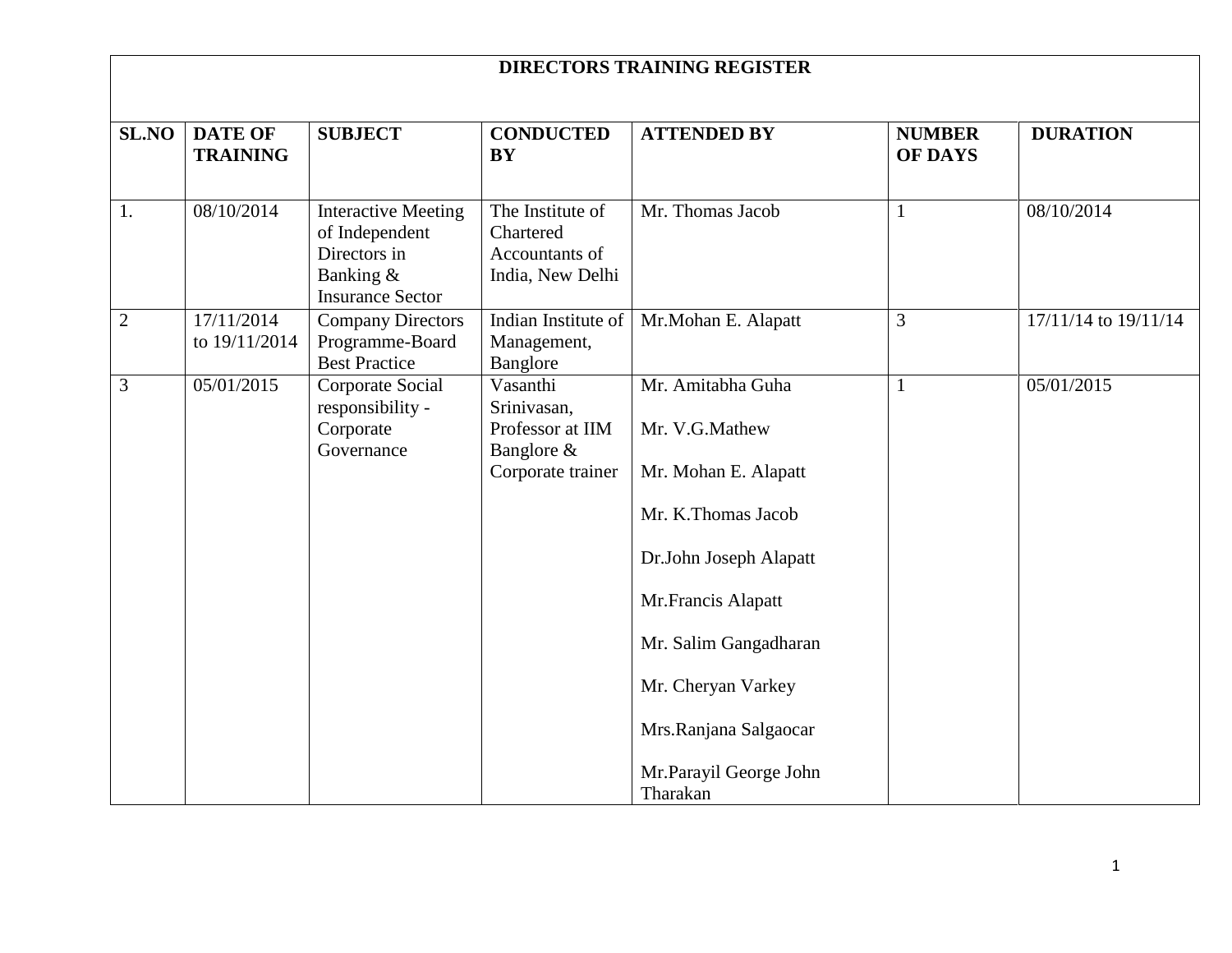| DIRECTORS TRAINING REGISTER | | | | | | |
|---|---|---|---|---|---|---|
| **SL.NO** | **DATE OF TRAINING** | **SUBJECT** | **CONDUCTED BY** | **ATTENDED BY** | **NUMBER OF DAYS** | **DURATION** |
| 1. | 08/10/2014 | Interactive Meeting of Independent Directors in Banking & Insurance Sector | The Institute of Chartered Accountants of India, New Delhi | Mr. Thomas Jacob | 1 | 08/10/2014 |
| 2 | 17/11/2014 to 19/11/2014 | Company Directors Programme-Board Best Practice | Indian Institute of Management, Banglore | Mr.Mohan E. Alapatt | 3 | 17/11/14 to 19/11/14 |
| 3 | 05/01/2015 | Corporate Social responsibility - Corporate Governance | Vasanthi Srinivasan, Professor at IIM Banglore & Corporate trainer | Mr. Amitabha Guha<br><br>Mr. V.G.Mathew<br><br>Mr. Mohan E. Alapatt<br><br>Mr. K.Thomas Jacob<br><br>Dr.John Joseph Alapatt<br><br>Mr.Francis Alapatt<br><br>Mr. Salim Gangadharan<br><br>Mr. Cheryan Varkey<br><br>Mrs.Ranjana Salgaocar<br><br>Mr.Parayil George John Tharakan | 1 | 05/01/2015 |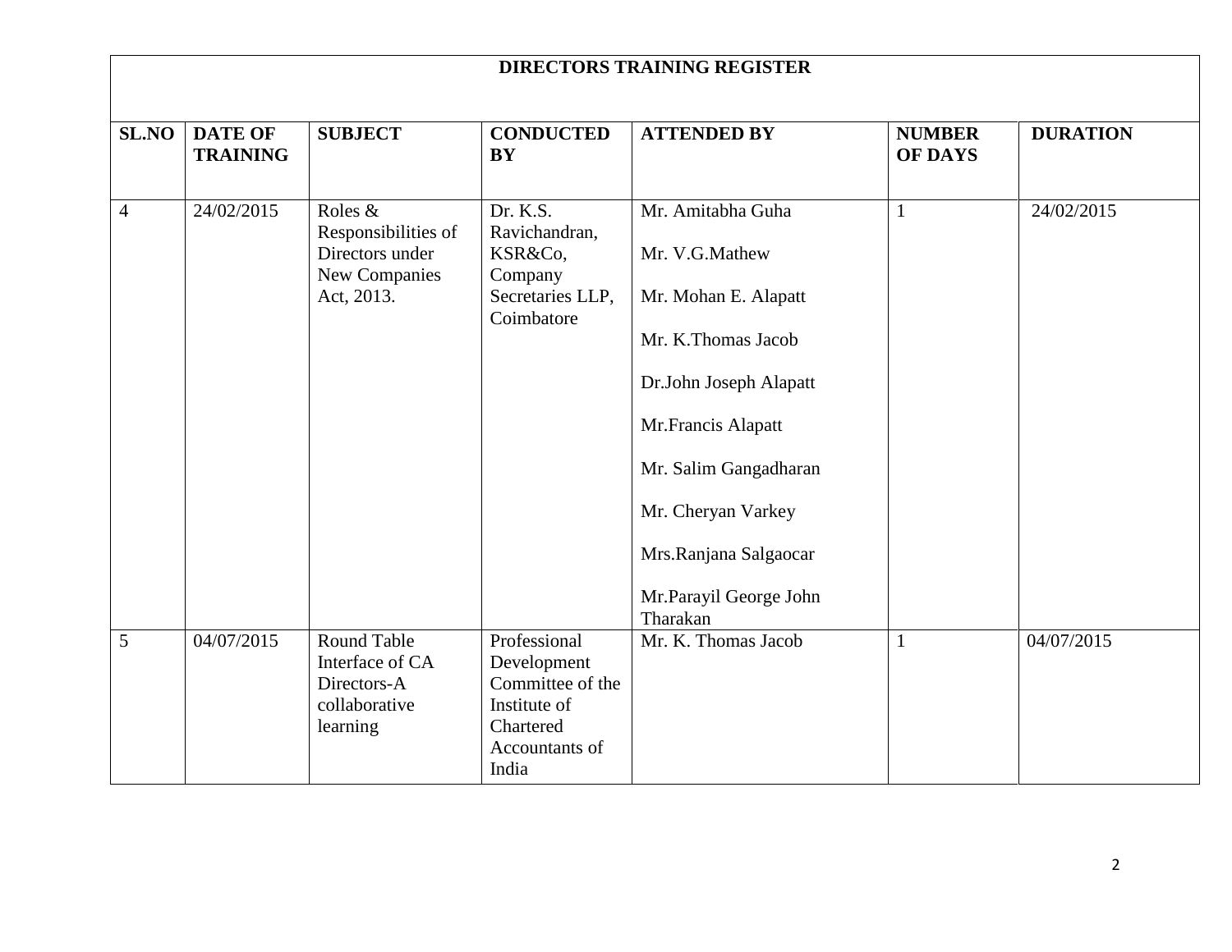| DIRECTORS TRAINING REGISTER | | | | | | |
|---|---|---|---|---|---|---|
| **SL.NO** | **DATE OF TRAINING** | **SUBJECT** | **CONDUCTED BY** | **ATTENDED BY** | **NUMBER OF DAYS** | **DURATION** |
| 4 | 24/02/2015 | Roles & Responsibilities of Directors under New Companies Act, 2013. | Dr. K.S. Ravichandran, KSR&Co, Company Secretaries LLP, Coimbatore | Mr. Amitabha Guha<br><br>Mr. V.G.Mathew<br><br>Mr. Mohan E. Alapatt<br><br>Mr. K.Thomas Jacob<br><br>Dr.John Joseph Alapatt<br><br>Mr.Francis Alapatt<br><br>Mr. Salim Gangadharan<br><br>Mr. Cheryan Varkey<br><br>Mrs.Ranjana Salgaocar<br><br>Mr.Parayil George John Tharakan | 1 | 24/02/2015 |
| 5 | 04/07/2015 | Round Table Interface of CA Directors-A collaborative learning | Professional Development Committee of the Institute of Chartered Accountants of India | Mr. K. Thomas Jacob | 1 | 04/07/2015 |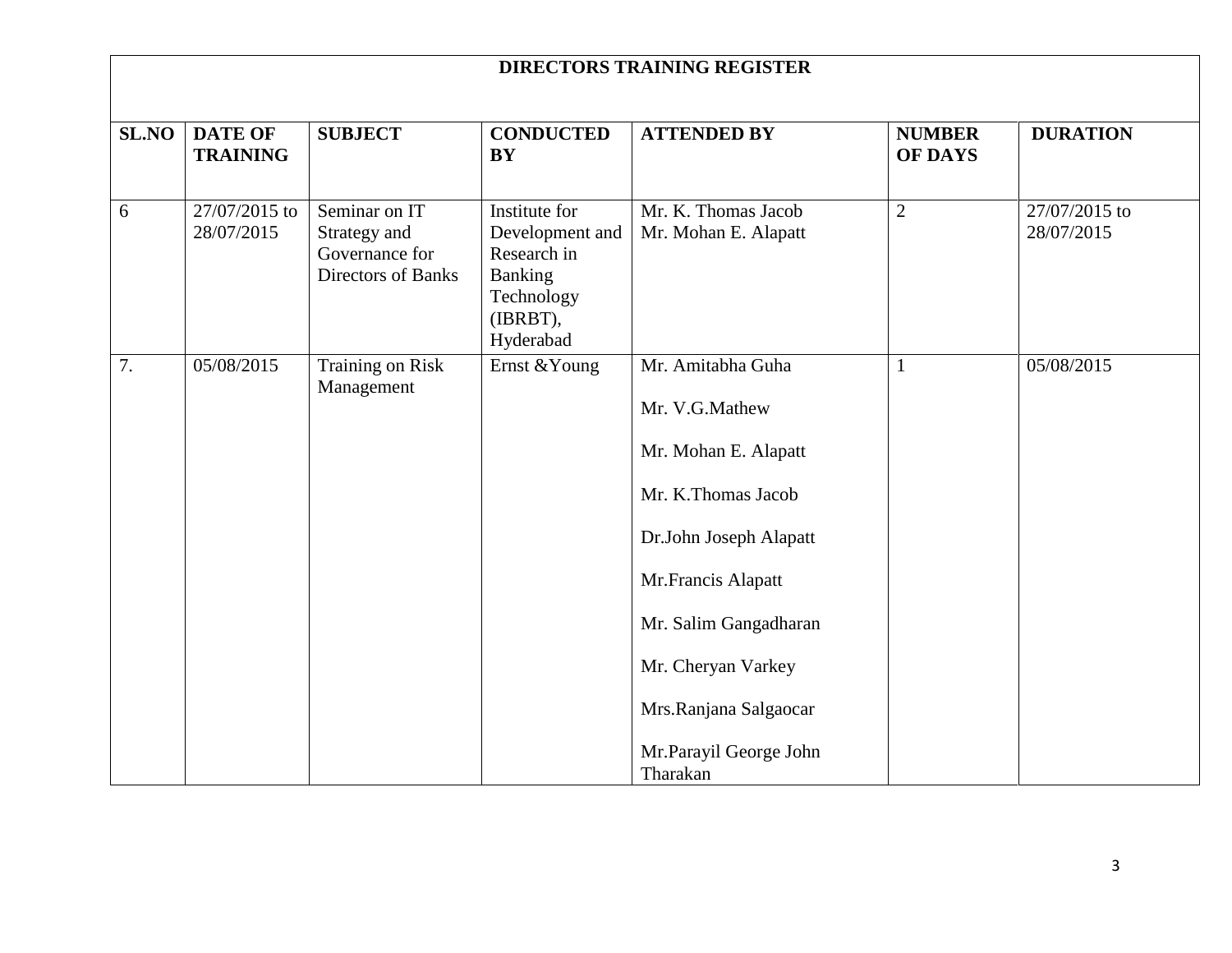| DIRECTORS TRAINING REGISTER | | | | | | |
|---|---|---|---|---|---|---|
| **SL.NO** | **DATE OF TRAINING** | **SUBJECT** | **CONDUCTED BY** | **ATTENDED BY** | **NUMBER OF DAYS** | **DURATION** |
| 6 | 27/07/2015 to 28/07/2015 | Seminar on IT Strategy and Governance for Directors of Banks | Institute for Development and Research in Banking Technology (IBRBT), Hyderabad | Mr. K. Thomas Jacob<br>Mr. Mohan E. Alapatt | 2 | 27/07/2015 to 28/07/2015 |
| 7. | 05/08/2015 | Training on Risk Management | Ernst &Young | Mr. Amitabha Guha<br>Mr. V.G.Mathew<br>Mr. Mohan E. Alapatt<br>Mr. K.Thomas Jacob<br>Dr.John Joseph Alapatt<br>Mr.Francis Alapatt<br>Mr. Salim Gangadharan<br>Mr. Cheryan Varkey<br>Mrs.Ranjana Salgaocar<br>Mr.Parayil George John Tharakan | 1 | 05/08/2015 |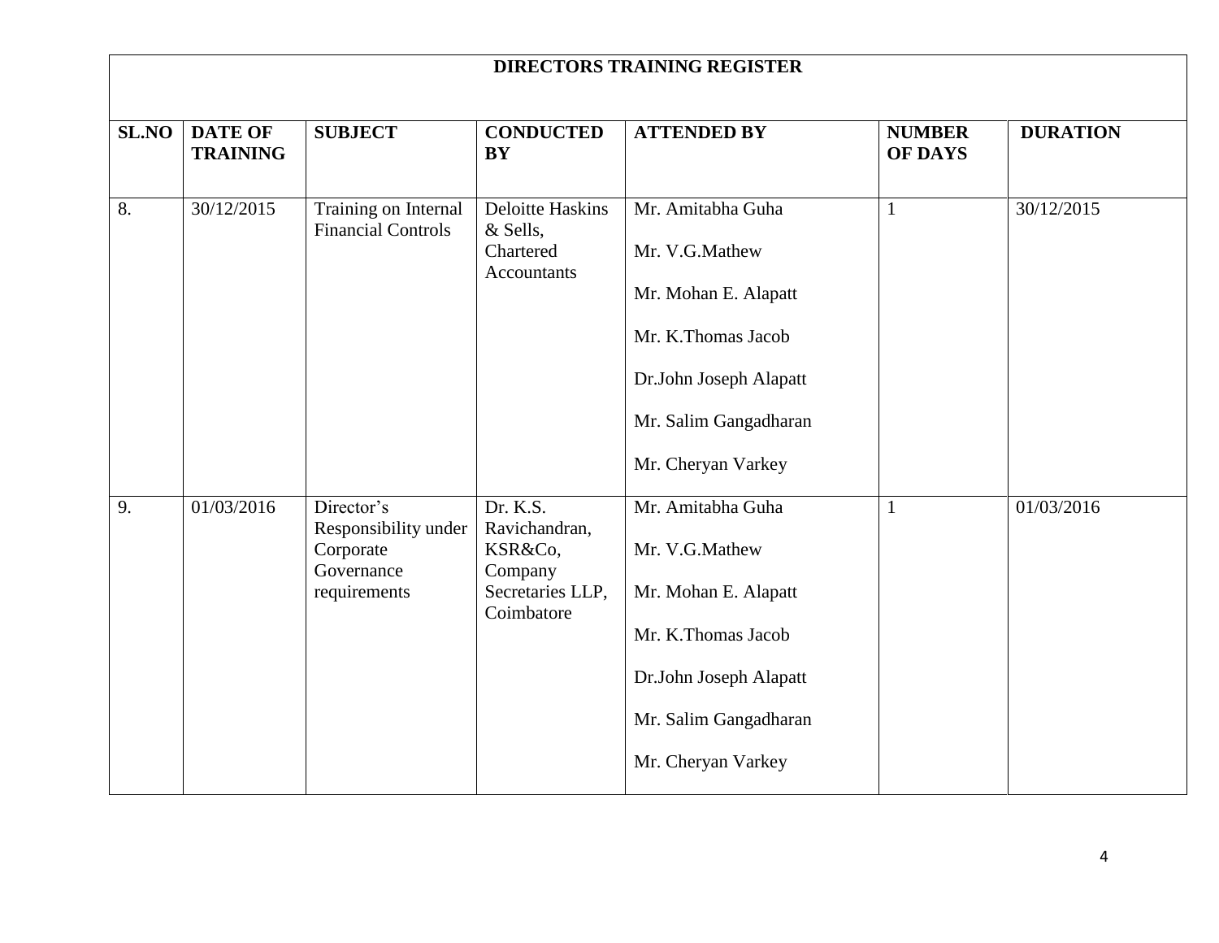| DIRECTORS TRAINING REGISTER | | | | | | |
|---|---|---|---|---|---|---|
| **SL.NO** | **DATE OF TRAINING** | **SUBJECT** | **CONDUCTED BY** | **ATTENDED BY** | **NUMBER OF DAYS** | **DURATION** |
| 8. | 30/12/2015 | Training on Internal Financial Controls | Deloitte Haskins & Sells, Chartered Accountants | Mr. Amitabha Guha<br>Mr. V.G.Mathew<br>Mr. Mohan E. Alapatt<br>Mr. K.Thomas Jacob<br>Dr.John Joseph Alapatt<br>Mr. Salim Gangadharan<br>Mr. Cheryan Varkey | 1 | 30/12/2015 |
| 9. | 01/03/2016 | Director's Responsibility under Corporate Governance requirements | Dr. K.S. Ravichandran, KSR&Co, Company Secretaries LLP, Coimbatore | Mr. Amitabha Guha<br>Mr. V.G.Mathew<br>Mr. Mohan E. Alapatt<br>Mr. K.Thomas Jacob<br>Dr.John Joseph Alapatt<br>Mr. Salim Gangadharan<br>Mr. Cheryan Varkey | 1 | 01/03/2016 |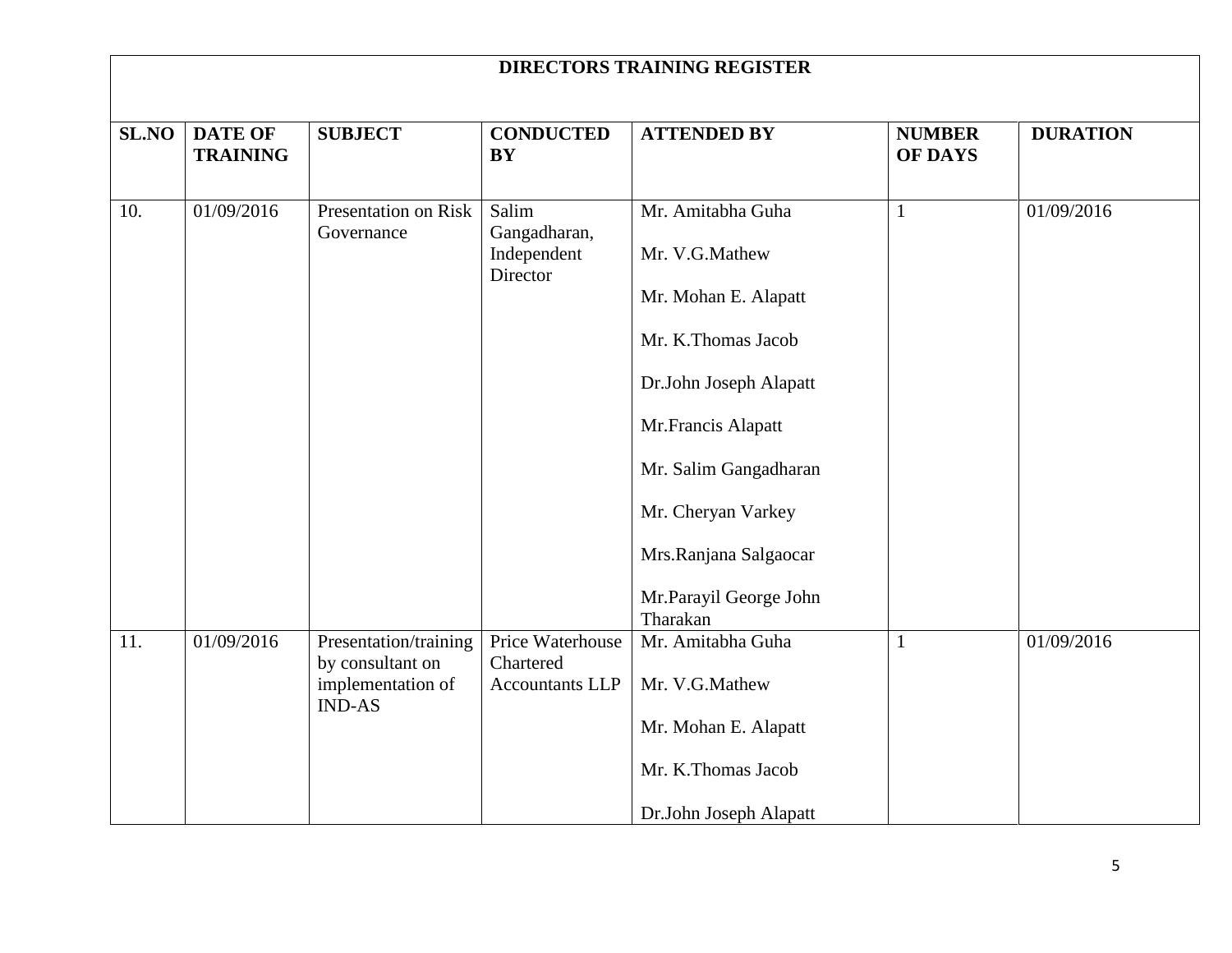| DIRECTORS TRAINING REGISTER | | | | | | |
|---|---|---|---|---|---|---|
| **SL.NO** | **DATE OF TRAINING** | **SUBJECT** | **CONDUCTED BY** | **ATTENDED BY** | **NUMBER OF DAYS** | **DURATION** |
| 10. | 01/09/2016 | Presentation on Risk Governance | Salim Gangadharan, Independent Director | Mr. Amitabha Guha<br>Mr. V.G.Mathew<br>Mr. Mohan E. Alapatt<br>Mr. K.Thomas Jacob<br>Dr.John Joseph Alapatt<br>Mr.Francis Alapatt<br>Mr. Salim Gangadharan<br>Mr. Cheryan Varkey<br>Mrs.Ranjana Salgaocar<br>Mr.Parayil George John Tharakan | 1 | 01/09/2016 |
| 11. | 01/09/2016 | Presentation/training by consultant on implementation of IND-AS | Price Waterhouse Chartered Accountants LLP | Mr. Amitabha Guha<br>Mr. V.G.Mathew<br>Mr. Mohan E. Alapatt<br>Mr. K.Thomas Jacob<br>Dr.John Joseph Alapatt | 1 | 01/09/2016 |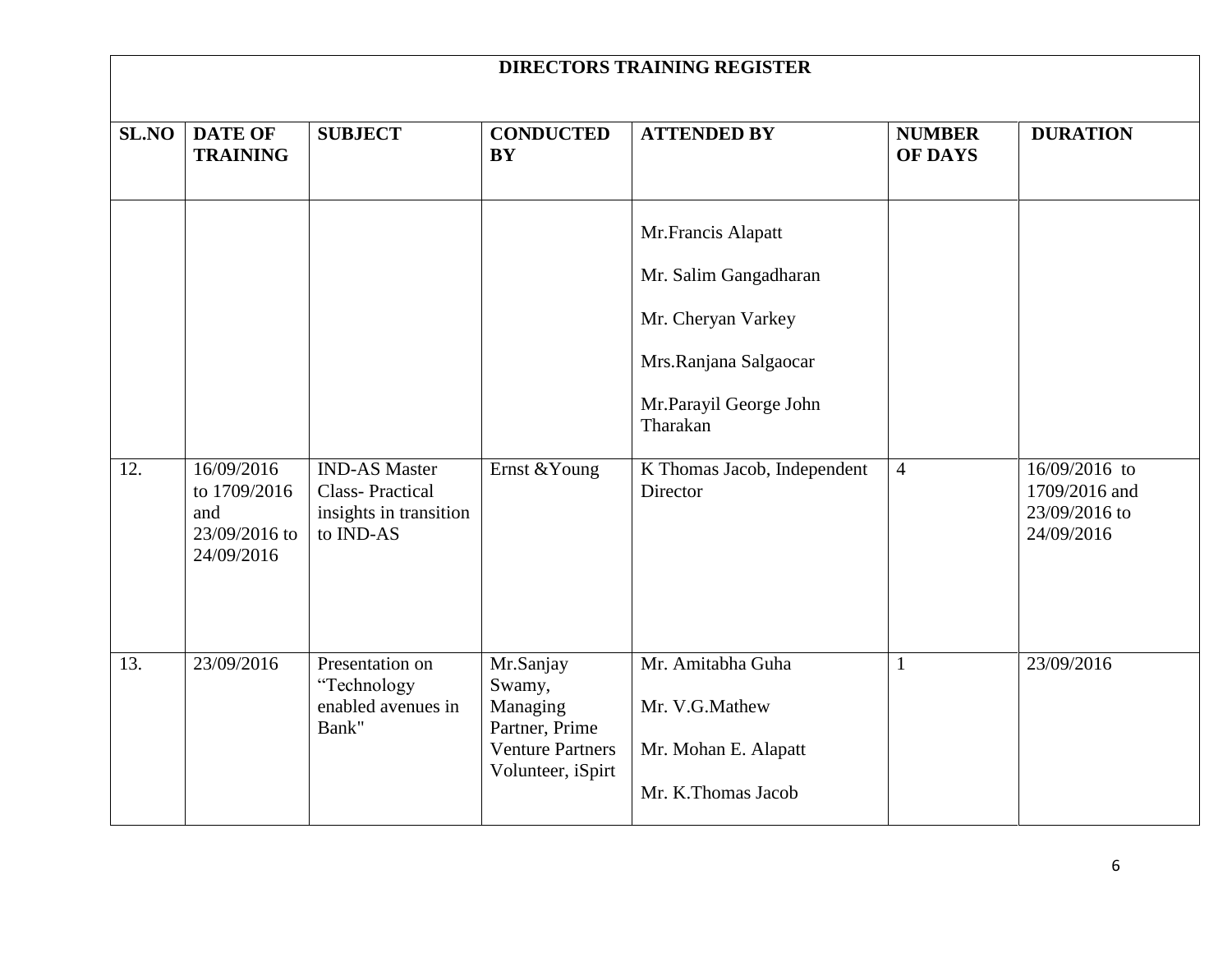| DIRECTORS TRAINING REGISTER | | | | | | |
|---|---|---|---|---|---|---|
| **SL.NO** | **DATE OF TRAINING** | **SUBJECT** | **CONDUCTED BY** | **ATTENDED BY** | **NUMBER OF DAYS** | **DURATION** |
| | | | | Mr.Francis Alapatt<br><br>Mr. Salim Gangadharan<br><br>Mr. Cheryan Varkey<br><br>Mrs.Ranjana Salgaocar<br><br>Mr.Parayil George John Tharakan | | |
| 12. | 16/09/2016 to 1709/2016 and 23/09/2016 to 24/09/2016 | IND-AS Master Class- Practical insights in transition to IND-AS | Ernst &Young | K Thomas Jacob, Independent Director | 4 | 16/09/2016 to 1709/2016 and 23/09/2016 to 24/09/2016 |
| 13. | 23/09/2016 | Presentation on "Technology enabled avenues in Bank" | Mr.Sanjay Swamy, Managing Partner, Prime Venture Partners Volunteer, iSpirt | Mr. Amitabha Guha<br><br>Mr. V.G.Mathew<br><br>Mr. Mohan E. Alapatt<br><br>Mr. K.Thomas Jacob | 1 | 23/09/2016 |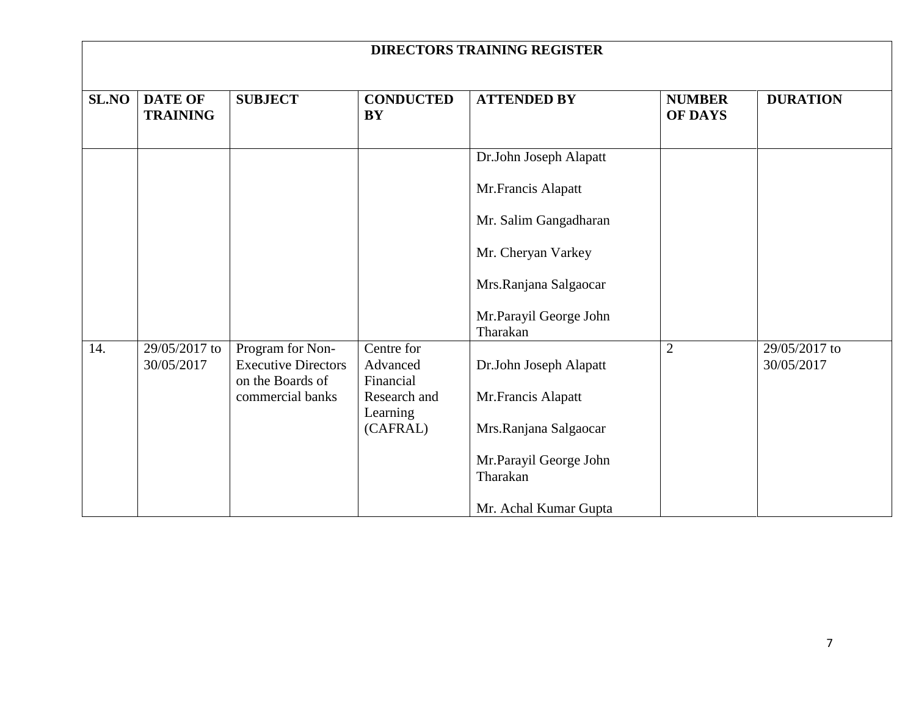| DIRECTORS TRAINING REGISTER | | | | | | |
|---|---|---|---|---|---|---|
| **SL.NO** | **DATE OF TRAINING** | **SUBJECT** | **CONDUCTED BY** | **ATTENDED BY** | **NUMBER OF DAYS** | **DURATION** |
| | | | | Dr.John Joseph Alapatt<br><br>Mr.Francis Alapatt<br><br>Mr. Salim Gangadharan<br><br>Mr. Cheryan Varkey<br><br>Mrs.Ranjana Salgaocar<br><br>Mr.Parayil George John Tharakan | | |
| 14. | 29/05/2017 to 30/05/2017 | Program for Non-Executive Directors on the Boards of commercial banks | Centre for Advanced Financial Research and Learning (CAFRAL) | Dr.John Joseph Alapatt<br><br>Mr.Francis Alapatt<br><br>Mrs.Ranjana Salgaocar<br><br>Mr.Parayil George John Tharakan<br><br>Mr. Achal Kumar Gupta | 2 | 29/05/2017 to 30/05/2017 |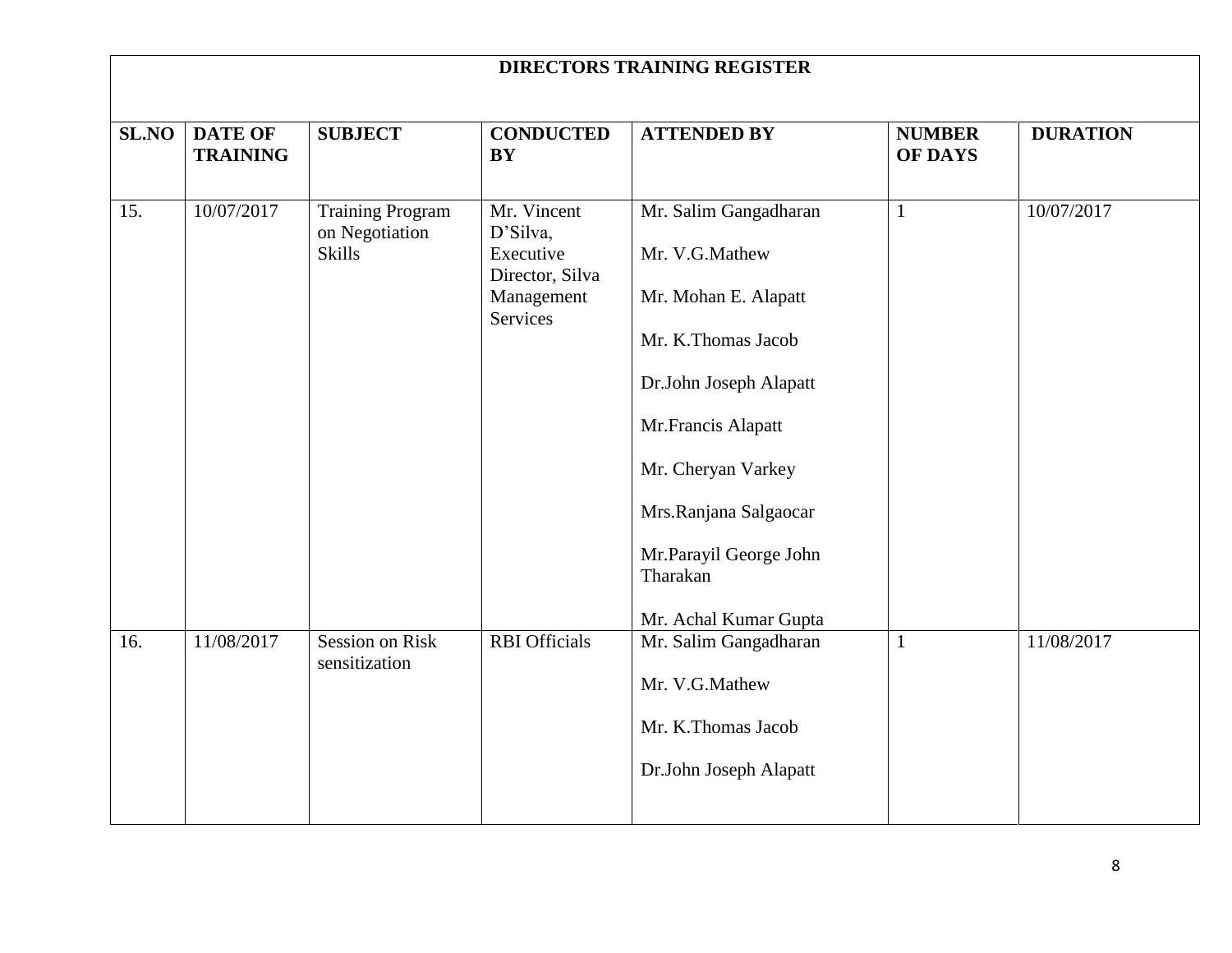| DIRECTORS TRAINING REGISTER | | | | | | |
|---|---|---|---|---|---|---|
| **SL.NO** | **DATE OF TRAINING** | **SUBJECT** | **CONDUCTED BY** | **ATTENDED BY** | **NUMBER OF DAYS** | **DURATION** |
| 15. | 10/07/2017 | Training Program on Negotiation Skills | Mr. Vincent D'Silva, Executive Director, Silva Management Services | Mr. Salim Gangadharan<br>Mr. V.G.Mathew<br>Mr. Mohan E. Alapatt<br>Mr. K.Thomas Jacob<br>Dr.John Joseph Alapatt<br>Mr.Francis Alapatt<br>Mr. Cheryan Varkey<br>Mrs.Ranjana Salgaocar<br>Mr.Parayil George John Tharakan<br>Mr. Achal Kumar Gupta | 1 | 10/07/2017 |
| 16. | 11/08/2017 | Session on Risk sensitization | RBI Officials | Mr. Salim Gangadharan<br>Mr. V.G.Mathew<br>Mr. K.Thomas Jacob<br>Dr.John Joseph Alapatt | 1 | 11/08/2017 |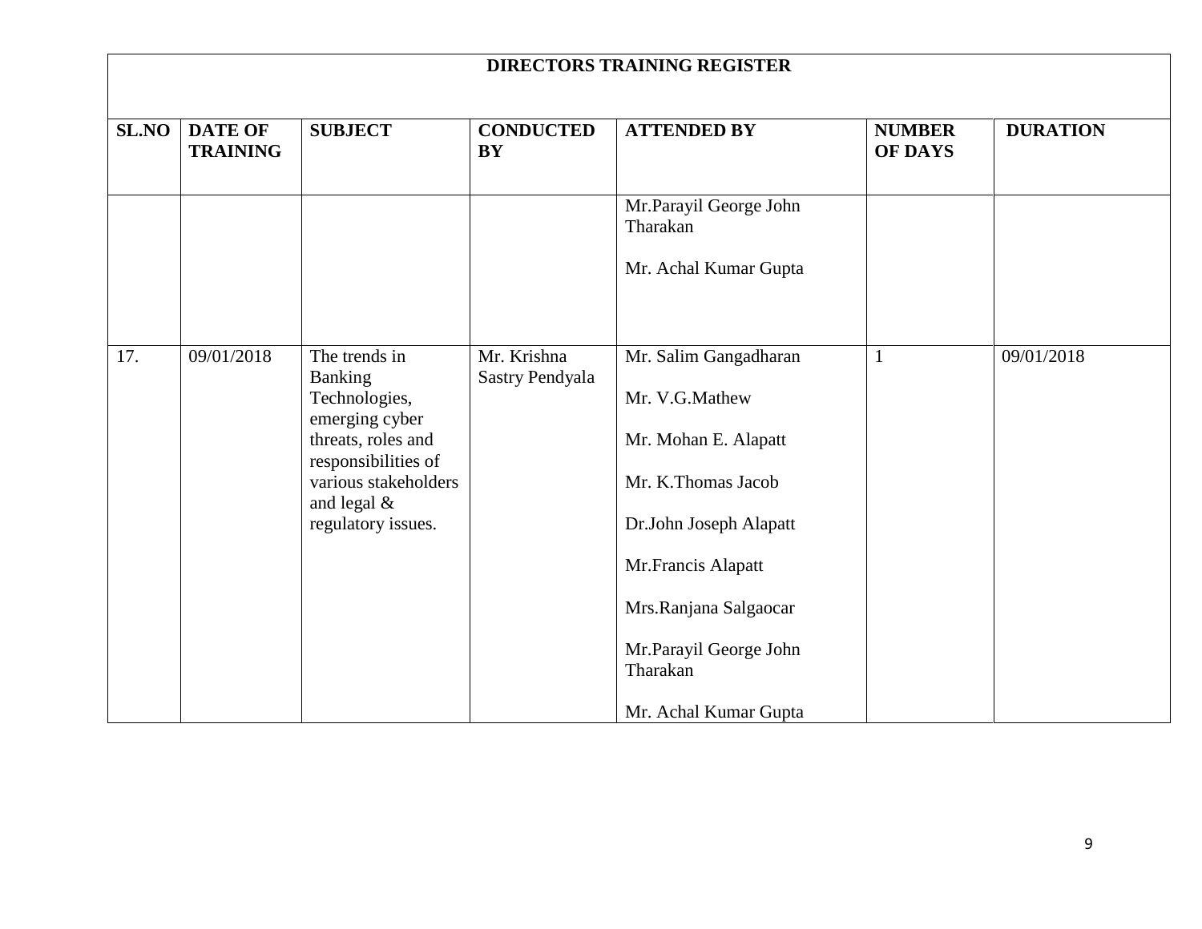| DIRECTORS TRAINING REGISTER | | | | | | |
|---|---|---|---|---|---|---|
| **SL.NO** | **DATE OF TRAINING** | **SUBJECT** | **CONDUCTED BY** | **ATTENDED BY** | **NUMBER OF DAYS** | **DURATION** |
| | | | | Mr.Parayil George John Tharakan<br><br>Mr. Achal Kumar Gupta | | |
| 17. | 09/01/2018 | The trends in Banking Technologies, emerging cyber threats, roles and responsibilities of various stakeholders and legal & regulatory issues. | Mr. Krishna Sastry Pendyala | Mr. Salim Gangadharan<br><br>Mr. V.G.Mathew<br><br>Mr. Mohan E. Alapatt<br><br>Mr. K.Thomas Jacob<br><br>Dr.John Joseph Alapatt<br><br>Mr.Francis Alapatt<br><br>Mrs.Ranjana Salgaocar<br><br>Mr.Parayil George John Tharakan<br><br>Mr. Achal Kumar Gupta | 1 | 09/01/2018 |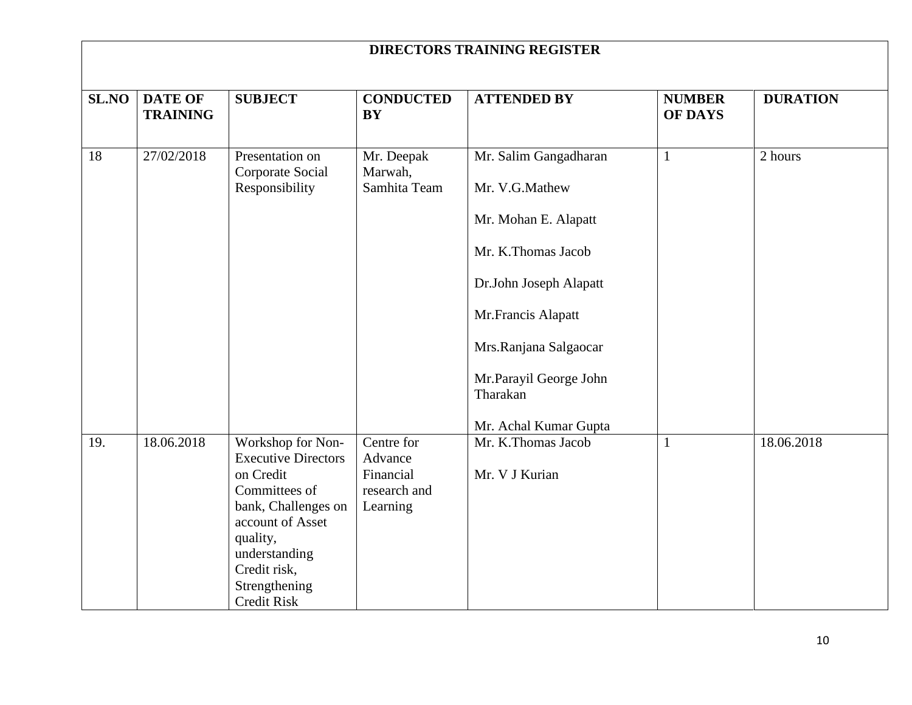| DIRECTORS TRAINING REGISTER | | | | | | |
|---|---|---|---|---|---|---|
| **SL.NO** | **DATE OF TRAINING** | **SUBJECT** | **CONDUCTED BY** | **ATTENDED BY** | **NUMBER OF DAYS** | **DURATION** |
| 18 | 27/02/2018 | Presentation on Corporate Social Responsibility | Mr. Deepak Marwah, Samhita Team | Mr. Salim Gangadharan<br><br>Mr. V.G.Mathew<br><br>Mr. Mohan E. Alapatt<br><br>Mr. K.Thomas Jacob<br><br>Dr.John Joseph Alapatt<br><br>Mr.Francis Alapatt<br><br>Mrs.Ranjana Salgaocar<br><br>Mr.Parayil George John Tharakan<br><br>Mr. Achal Kumar Gupta | 1 | 2 hours |
| 19. | 18.06.2018 | Workshop for Non-Executive Directors on Credit Committees of bank, Challenges on account of Asset quality, understanding Credit risk, Strengthening Credit Risk | Centre for Advance Financial research and Learning | Mr. K.Thomas Jacob<br><br>Mr. V J Kurian | 1 | 18.06.2018 |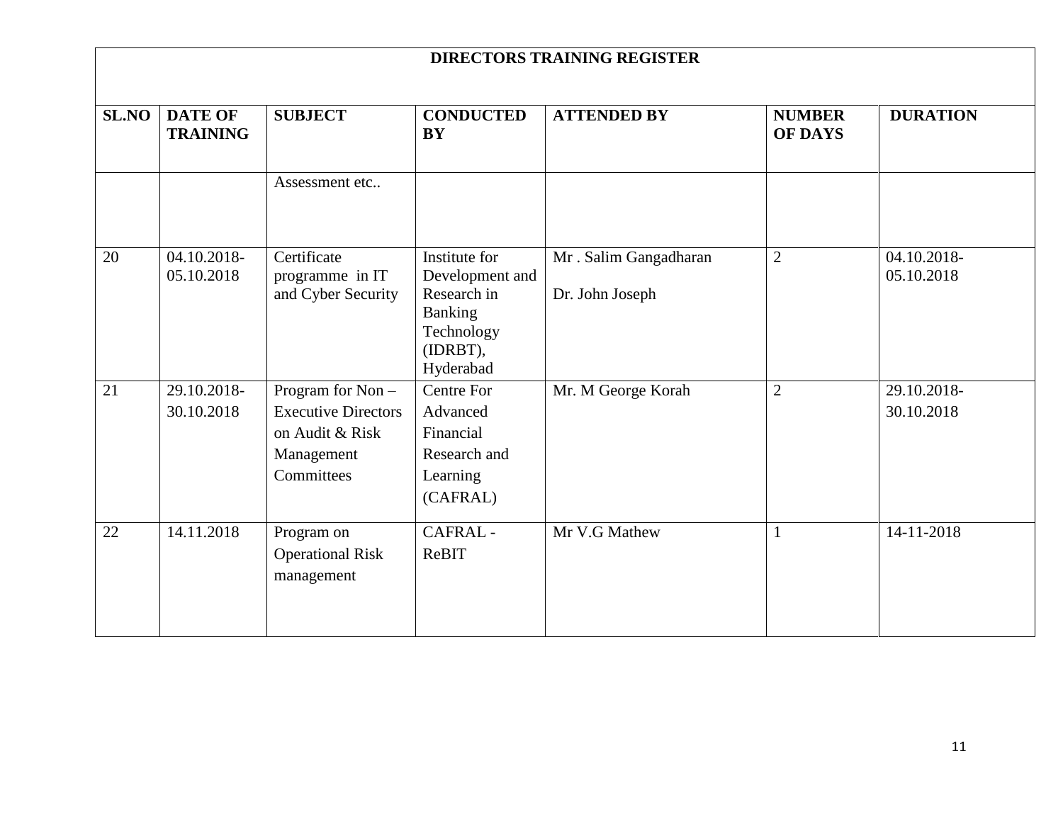| DIRECTORS TRAINING REGISTER | | | | | | |
|---|---|---|---|---|---|---|
| SL.NO | DATE OF TRAINING | SUBJECT | CONDUCTED BY | ATTENDED BY | NUMBER OF DAYS | DURATION |
| | | Assessment etc.. | | | | |
| 20 | 04.10.2018-05.10.2018 | Certificate programme in IT and Cyber Security | Institute for Development and Research in Banking Technology (IDRBT), Hyderabad | Mr . Salim Gangadharan<br><br>Dr. John Joseph | 2 | 04.10.2018-05.10.2018 |
| 21 | 29.10.2018-30.10.2018 | Program for Non – Executive Directors on Audit & Risk Management Committees | Centre For Advanced Financial Research and Learning (CAFRAL) | Mr. M George Korah | 2 | 29.10.2018-30.10.2018 |
| 22 | 14.11.2018 | Program on Operational Risk management | CAFRAL - ReBIT | Mr V.G Mathew | 1 | 14-11-2018 |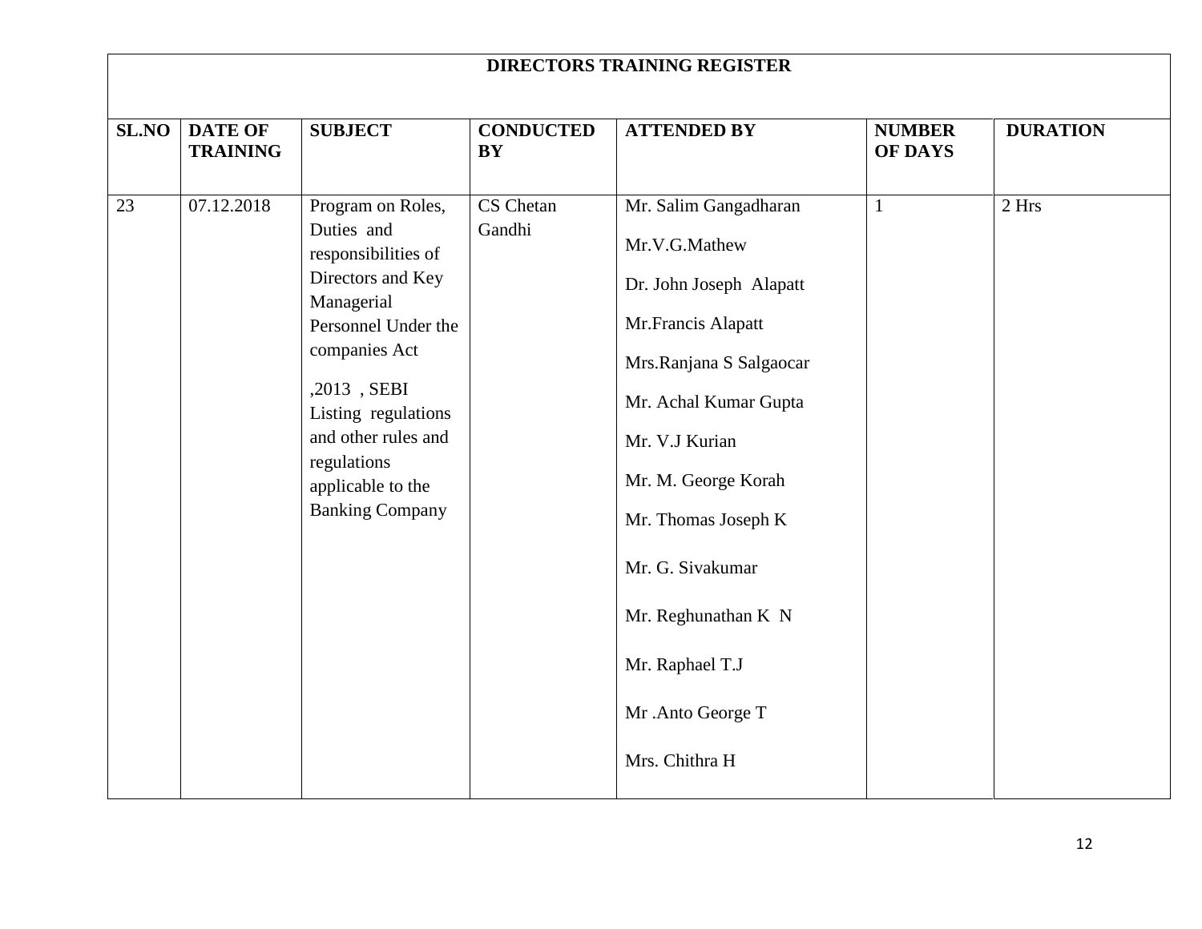| DIRECTORS TRAINING REGISTER | | | | | | |
|---|---|---|---|---|---|---|
| **SL.NO** | **DATE OF TRAINING** | **SUBJECT** | **CONDUCTED BY** | **ATTENDED BY** | **NUMBER OF DAYS** | **DURATION** |
| 23 | 07.12.2018 | Program on Roles, Duties and responsibilities of Directors and Key Managerial Personnel Under the companies Act ,2013 , SEBI Listing regulations and other rules and regulations applicable to the Banking Company | CS Chetan Gandhi | Mr. Salim Gangadharan<br>Mr.V.G.Mathew<br>Dr. John Joseph Alapatt<br>Mr.Francis Alapatt<br>Mrs.Ranjana S Salgaocar<br>Mr. Achal Kumar Gupta<br>Mr. V.J Kurian<br>Mr. M. George Korah<br>Mr. Thomas Joseph K<br>Mr. G. Sivakumar<br>Mr. Reghunathan K N<br>Mr. Raphael T.J<br>Mr .Anto George T<br>Mrs. Chithra H | 1 | 2 Hrs |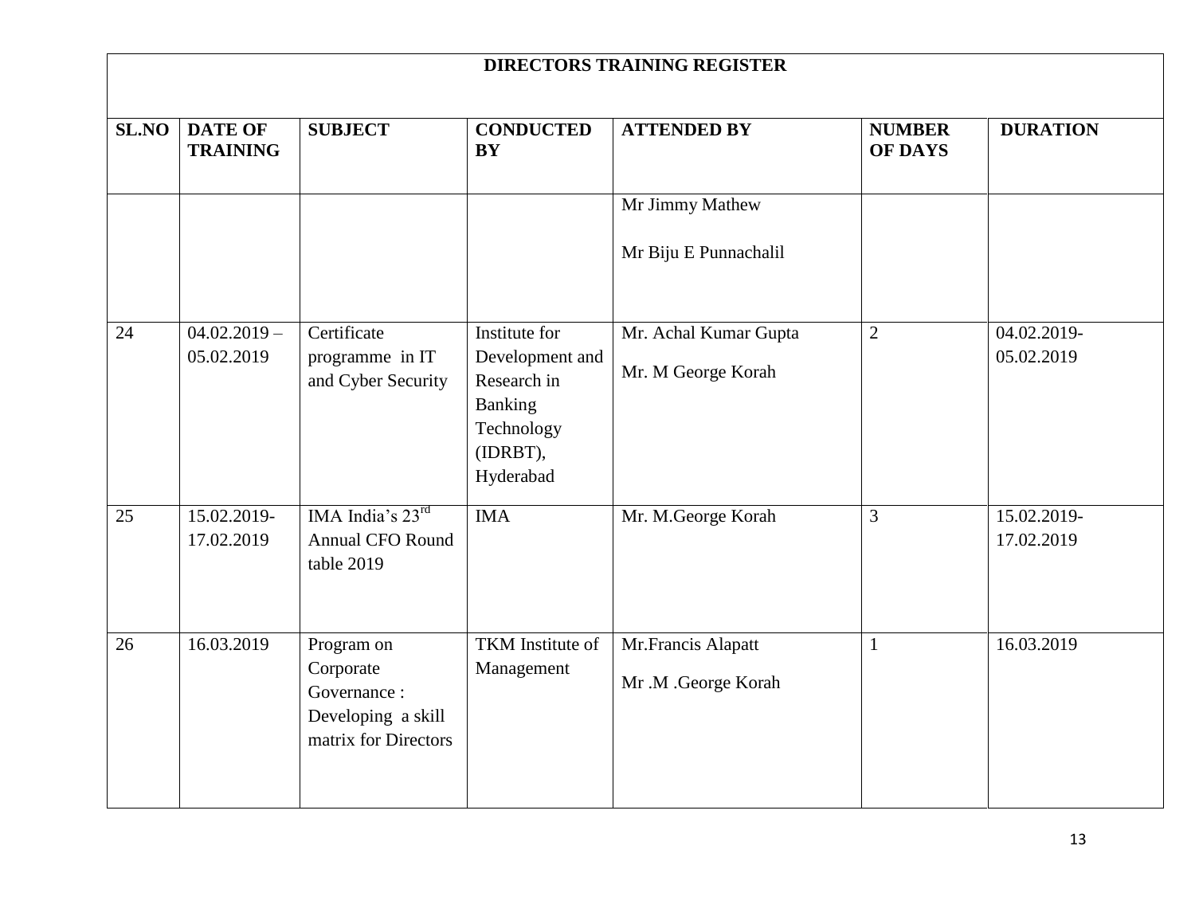| DIRECTORS TRAINING REGISTER | | | | | | |
|---|---|---|---|---|---|---|
| **SL.NO** | **DATE OF TRAINING** | **SUBJECT** | **CONDUCTED BY** | **ATTENDED BY** | **NUMBER OF DAYS** | **DURATION** |
| | | | | Mr Jimmy Mathew<br><br>Mr Biju E Punnachalil | | |
| 24 | 04.02.2019 – 05.02.2019 | Certificate programme in IT and Cyber Security | Institute for Development and Research in Banking Technology (IDRBT), Hyderabad | Mr. Achal Kumar Gupta<br><br>Mr. M George Korah | 2 | 04.02.2019-05.02.2019 |
| 25 | 15.02.2019-17.02.2019 | IMA India's 23rd Annual CFO Round table 2019 | IMA | Mr. M.George Korah | 3 | 15.02.2019-17.02.2019 |
| 26 | 16.03.2019 | Program on Corporate Governance : Developing a skill matrix for Directors | TKM Institute of Management | Mr.Francis Alapatt<br><br>Mr .M .George Korah | 1 | 16.03.2019 |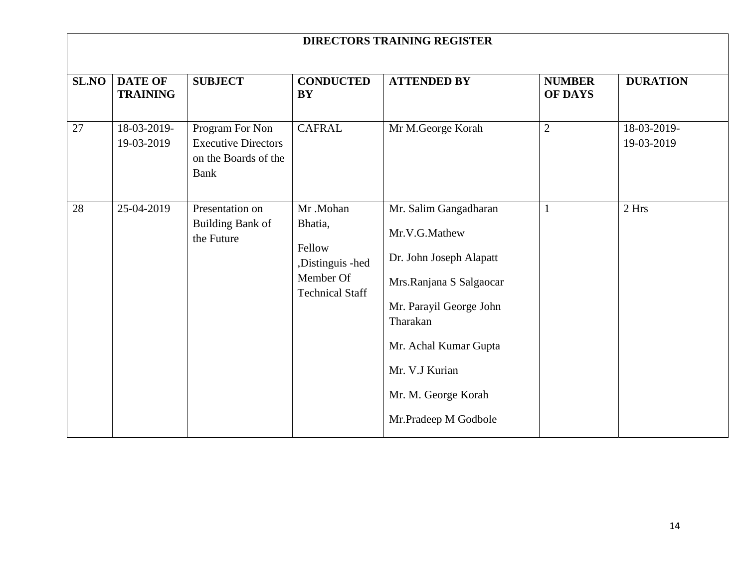| DIRECTORS TRAINING REGISTER | | | | | | |
|---|---|---|---|---|---|---|
| **SL.NO** | **DATE OF TRAINING** | **SUBJECT** | **CONDUCTED BY** | **ATTENDED BY** | **NUMBER OF DAYS** | **DURATION** |
| 27 | 18-03-2019-19-03-2019 | Program For Non Executive Directors on the Boards of the Bank | CAFRAL | Mr M.George Korah | 2 | 18-03-2019-19-03-2019 |
| 28 | 25-04-2019 | Presentation on Building Bank of the Future | Mr .Mohan Bhatia, Fellow ,Distinguis -hed Member Of Technical Staff | Mr. Salim Gangadharan<br>Mr.V.G.Mathew<br>Dr. John Joseph Alapatt<br>Mrs.Ranjana S Salgaocar<br>Mr. Parayil George John Tharakan<br>Mr. Achal Kumar Gupta<br>Mr. V.J Kurian<br>Mr. M. George Korah<br>Mr.Pradeep M Godbole | 1 | 2 Hrs |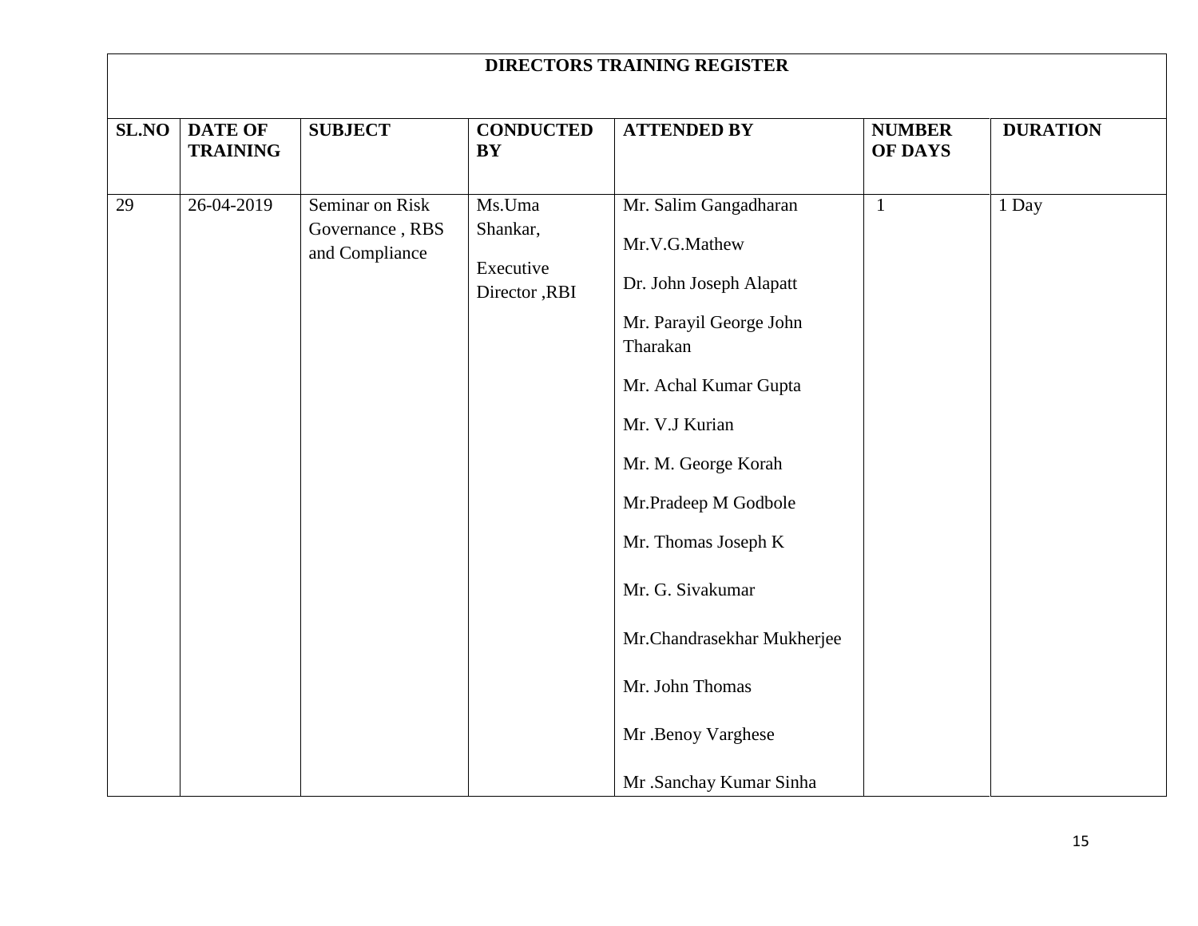| DIRECTORS TRAINING REGISTER | | | | | | |
|---|---|---|---|---|---|---|
| **SL.NO** | **DATE OF TRAINING** | **SUBJECT** | **CONDUCTED BY** | **ATTENDED BY** | **NUMBER OF DAYS** | **DURATION** |
| 29 | 26-04-2019 | Seminar on Risk Governance , RBS and Compliance | Ms.Uma Shankar, Executive Director ,RBI | Mr. Salim Gangadharan<br>Mr.V.G.Mathew<br>Dr. John Joseph Alapatt<br>Mr. Parayil George John Tharakan<br>Mr. Achal Kumar Gupta<br>Mr. V.J Kurian<br>Mr. M. George Korah<br>Mr.Pradeep M Godbole<br>Mr. Thomas Joseph K<br>Mr. G. Sivakumar<br>Mr.Chandrasekhar Mukherjee<br>Mr. John Thomas<br>Mr .Benoy Varghese<br>Mr .Sanchay Kumar Sinha | 1 | 1 Day |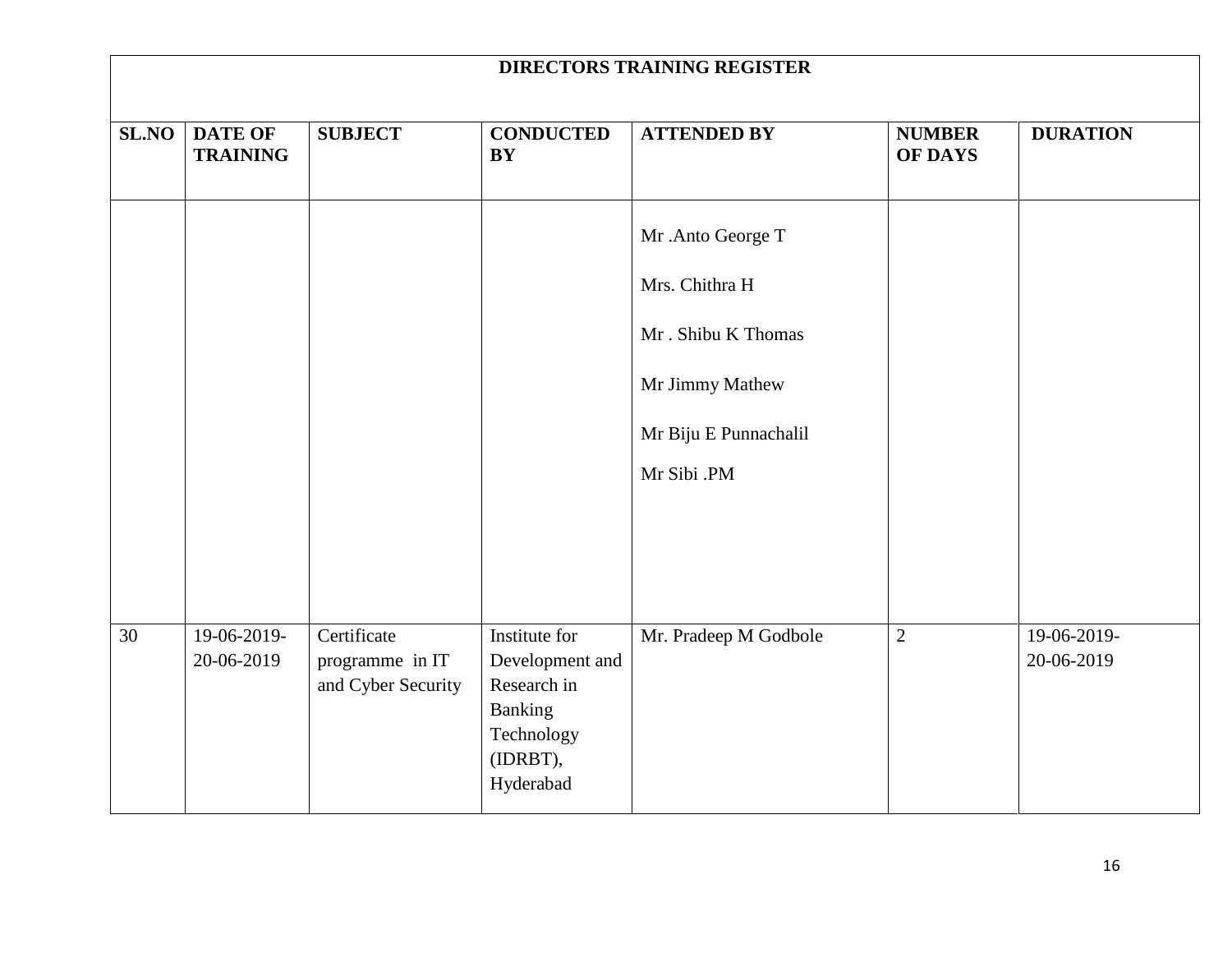| DIRECTORS TRAINING REGISTER | | | | | | |
|---|---|---|---|---|---|---|
| **SL.NO** | **DATE OF TRAINING** | **SUBJECT** | **CONDUCTED BY** | **ATTENDED BY** | **NUMBER OF DAYS** | **DURATION** |
| | | | | Mr .Anto George T<br><br>Mrs. Chithra H<br><br>Mr . Shibu K Thomas<br><br>Mr Jimmy Mathew<br><br>Mr Biju E Punnachalil<br><br>Mr Sibi .PM | | |
| 30 | 19-06-2019-20-06-2019 | Certificate programme in IT and Cyber Security | Institute for Development and Research in Banking Technology (IDRBT), Hyderabad | Mr. Pradeep M Godbole | 2 | 19-06-2019-20-06-2019 |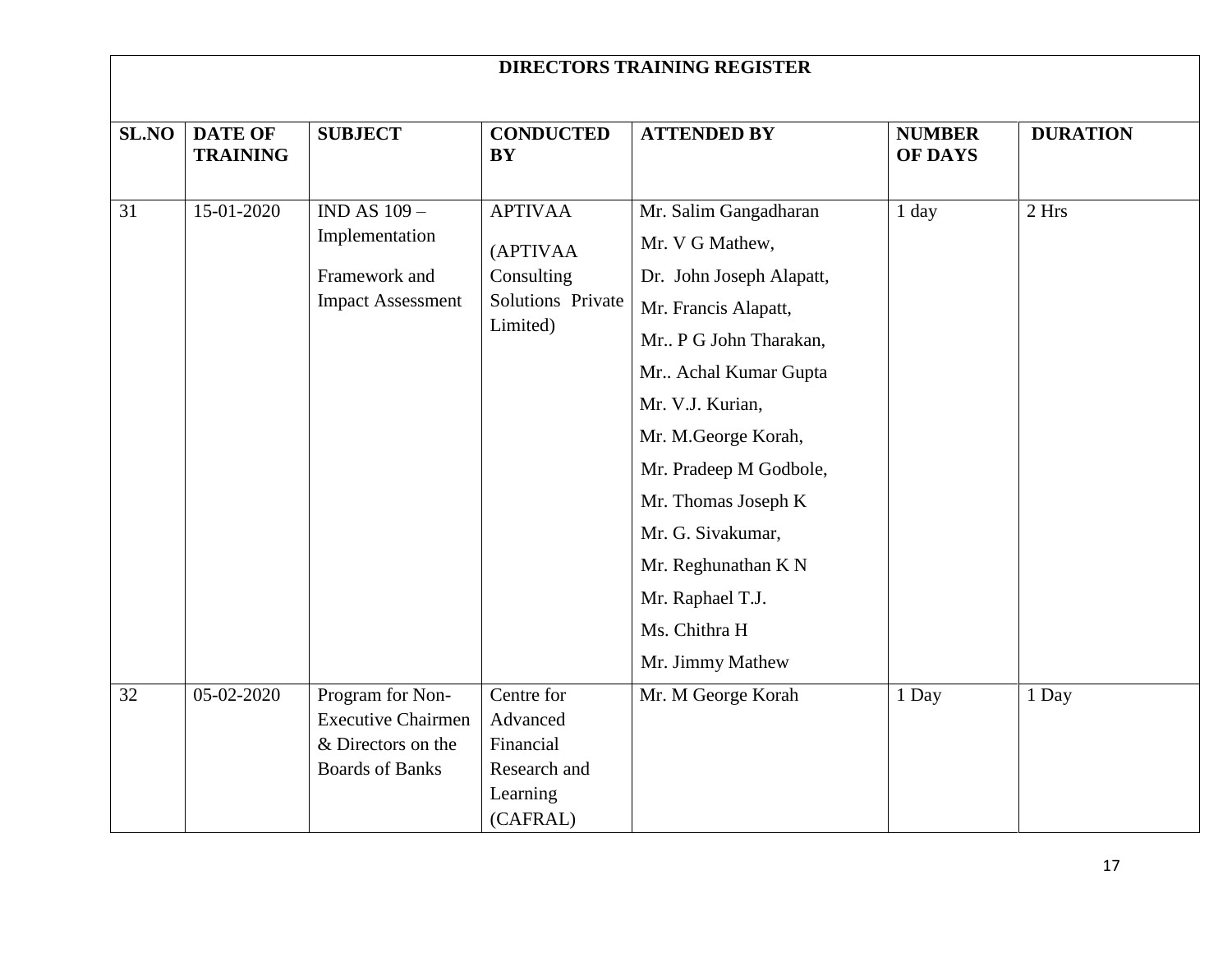| DIRECTORS TRAINING REGISTER | | | | | | |
|---|---|---|---|---|---|---|
| **SL.NO** | **DATE OF TRAINING** | **SUBJECT** | **CONDUCTED BY** | **ATTENDED BY** | **NUMBER OF DAYS** | **DURATION** |
| 31 | 15-01-2020 | IND AS 109 – Implementation Framework and Impact Assessment | APTIVAA (APTIVAA Consulting Solutions Private Limited) | Mr. Salim Gangadharan<br>Mr. V G Mathew,<br>Dr. John Joseph Alapatt,<br>Mr. Francis Alapatt,<br>Mr.. P G John Tharakan,<br>Mr.. Achal Kumar Gupta<br>Mr. V.J. Kurian,<br>Mr. M.George Korah,<br>Mr. Pradeep M Godbole,<br>Mr. Thomas Joseph K<br>Mr. G. Sivakumar,<br>Mr. Reghunathan K N<br>Mr. Raphael T.J.<br>Ms. Chithra H<br>Mr. Jimmy Mathew | 1 day | 2 Hrs |
| 32 | 05-02-2020 | Program for Non-Executive Chairmen & Directors on the Boards of Banks | Centre for Advanced Financial Research and Learning (CAFRAL) | Mr. M George Korah | 1 Day | 1 Day |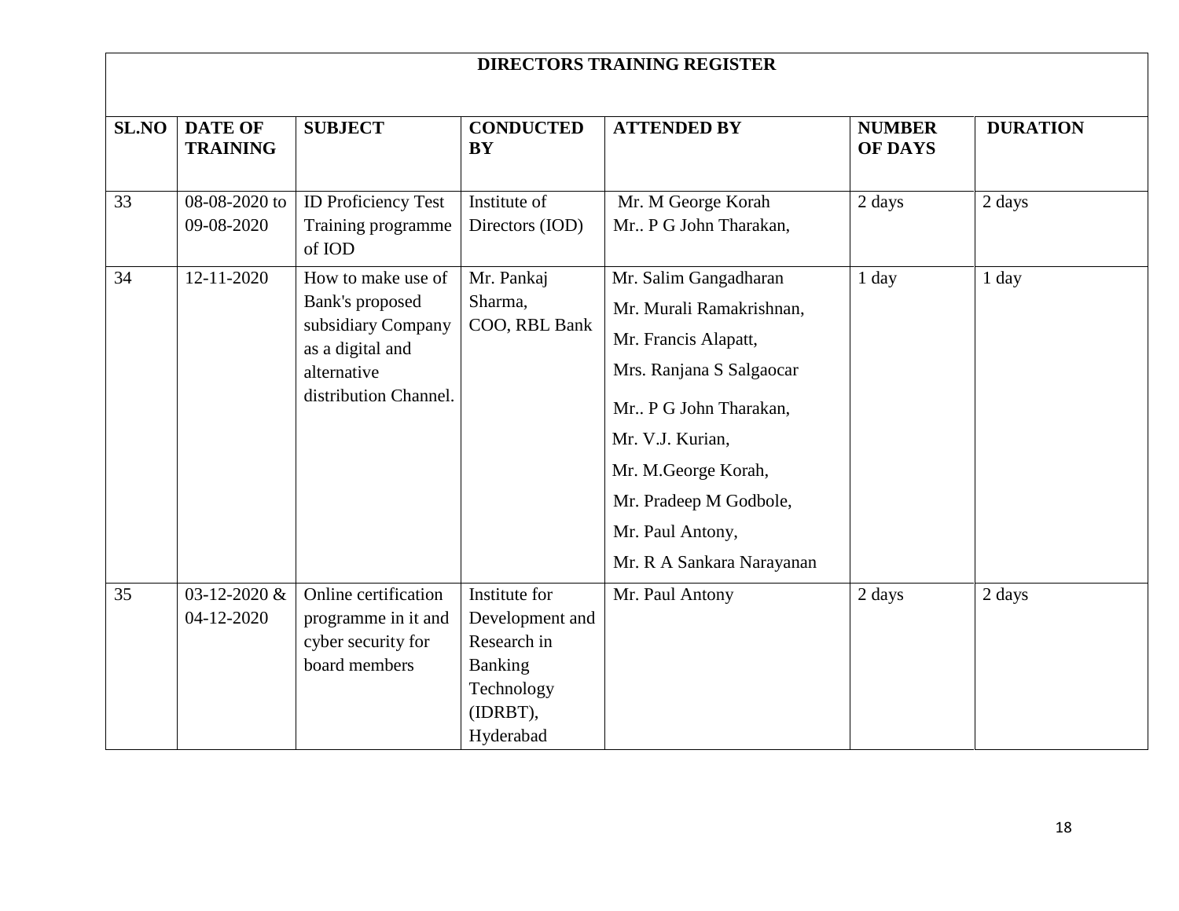| DIRECTORS TRAINING REGISTER | | | | | | |
|---|---|---|---|---|---|---|
| **SL.NO** | **DATE OF TRAINING** | **SUBJECT** | **CONDUCTED BY** | **ATTENDED BY** | **NUMBER OF DAYS** | **DURATION** |
| 33 | 08-08-2020 to 09-08-2020 | ID Proficiency Test Training programme of IOD | Institute of Directors (IOD) | Mr. M George Korah<br>Mr.. P G John Tharakan, | 2 days | 2 days |
| 34 | 12-11-2020 | How to make use of Bank's proposed subsidiary Company as a digital and alternative distribution Channel. | Mr. Pankaj Sharma,<br>COO, RBL Bank | Mr. Salim Gangadharan<br>Mr. Murali Ramakrishnan,<br>Mr. Francis Alapatt,<br>Mrs. Ranjana S Salgaocar<br>Mr.. P G John Tharakan,<br>Mr. V.J. Kurian,<br>Mr. M.George Korah,<br>Mr. Pradeep M Godbole,<br>Mr. Paul Antony,<br>Mr. R A Sankara Narayanan | 1 day | 1 day |
| 35 | 03-12-2020 & 04-12-2020 | Online certification programme in it and cyber security for board members | Institute for Development and Research in Banking Technology (IDRBT), Hyderabad | Mr. Paul Antony | 2 days | 2 days |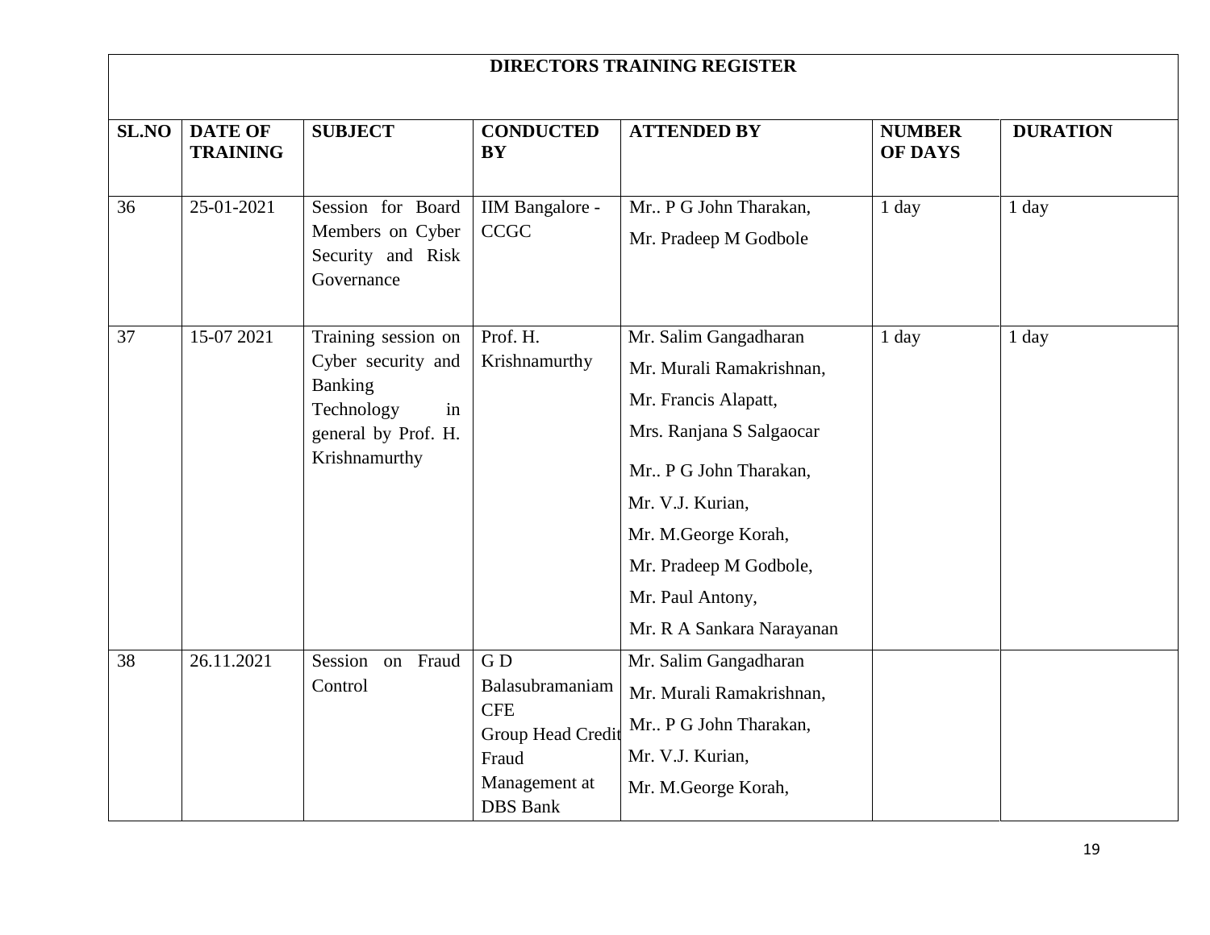| DIRECTORS TRAINING REGISTER | | | | | | |
|---|---|---|---|---|---|---|
| **SL.NO** | **DATE OF TRAINING** | **SUBJECT** | **CONDUCTED BY** | **ATTENDED BY** | **NUMBER OF DAYS** | **DURATION** |
| 36 | 25-01-2021 | Session for Board Members on Cyber Security and Risk Governance | IIM Bangalore - CCGC | Mr.. P G John Tharakan, Mr. Pradeep M Godbole | 1 day | 1 day |
| 37 | 15-07 2021 | Training session on Cyber security and Banking Technology in general by Prof. H. Krishnamurthy | Prof. H. Krishnamurthy | Mr. Salim Gangadharan Mr. Murali Ramakrishnan, Mr. Francis Alapatt, Mrs. Ranjana S Salgaocar Mr.. P G John Tharakan, Mr. V.J. Kurian, Mr. M.George Korah, Mr. Pradeep M Godbole, Mr. Paul Antony, Mr. R A Sankara Narayanan | 1 day | 1 day |
| 38 | 26.11.2021 | Session on Fraud Control | G D Balasubramaniam CFE Group Head Credit Fraud Management at DBS Bank | Mr. Salim Gangadharan Mr. Murali Ramakrishnan, Mr.. P G John Tharakan, Mr. V.J. Kurian, Mr. M.George Korah, | | |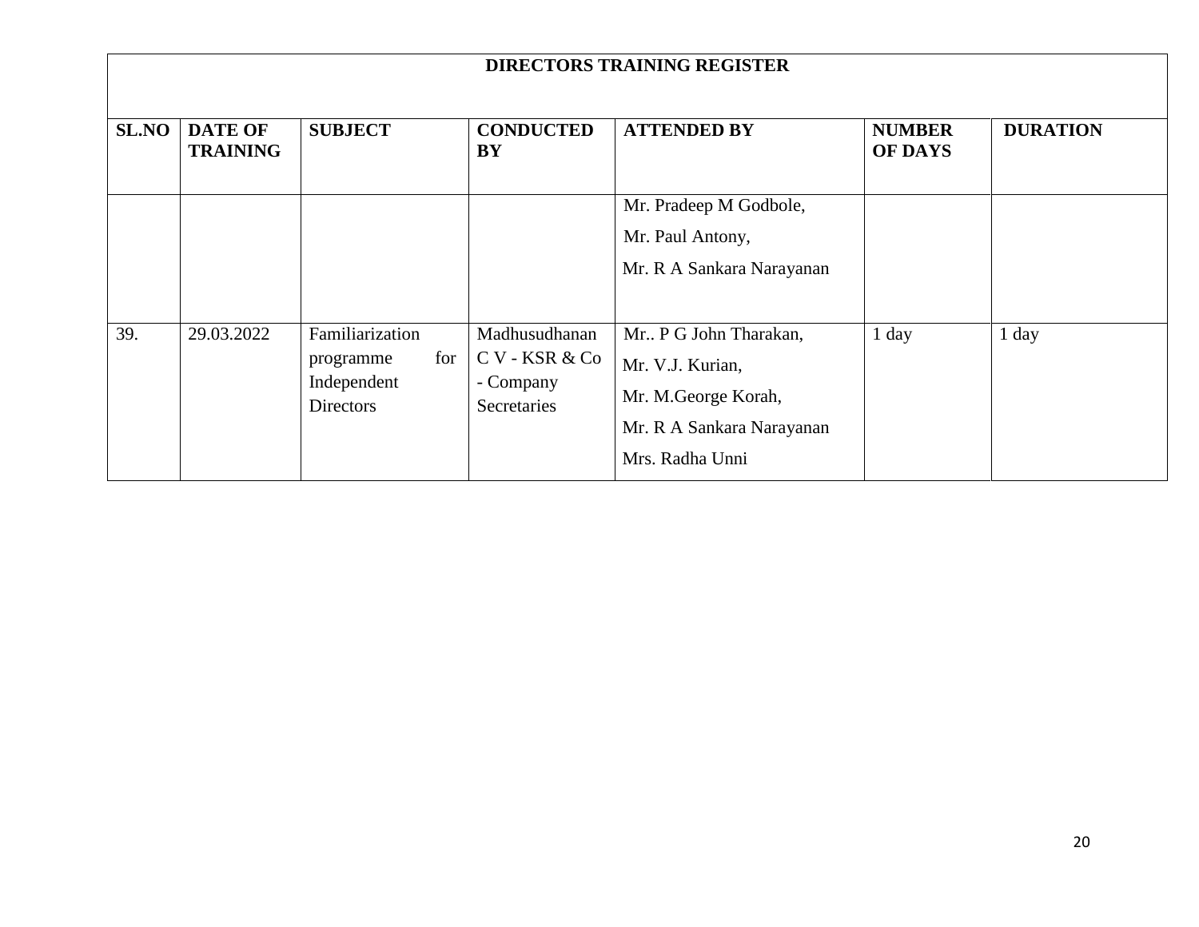| DIRECTORS TRAINING REGISTER | | | | | | |
|---|---|---|---|---|---|---|
| **SL.NO** | **DATE OF TRAINING** | **SUBJECT** | **CONDUCTED BY** | **ATTENDED BY** | **NUMBER OF DAYS** | **DURATION** |
| | | | | Mr. Pradeep M Godbole,<br>Mr. Paul Antony,<br>Mr. R A Sankara Narayanan | | |
| 39. | 29.03.2022 | Familiarization programme for Independent Directors | Madhusudhanan C V - KSR & Co - Company Secretaries | Mr.. P G John Tharakan,<br>Mr. V.J. Kurian,<br>Mr. M.George Korah,<br>Mr. R A Sankara Narayanan<br>Mrs. Radha Unni | 1 day | 1 day |